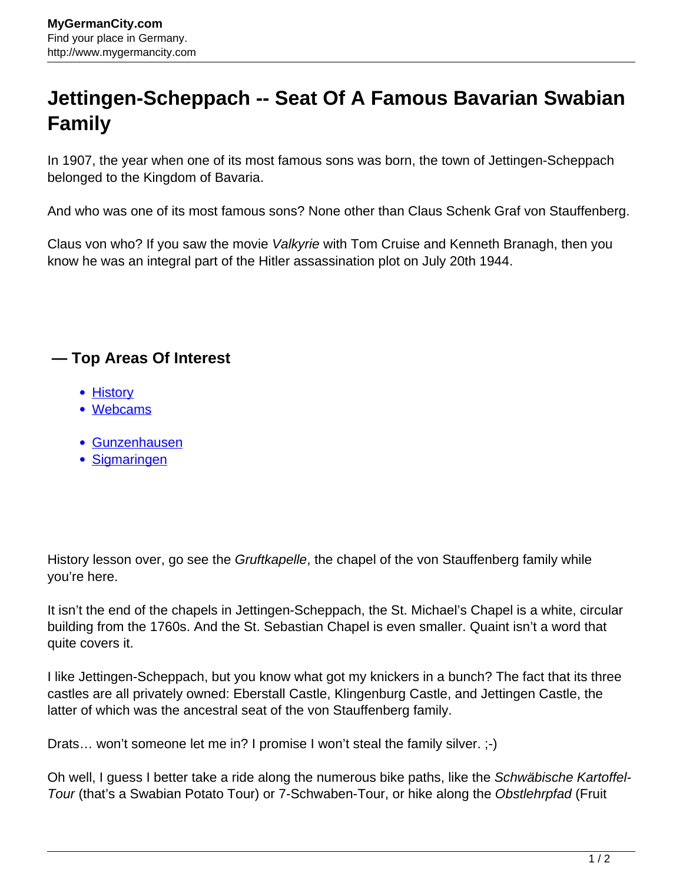# Jettingen-Scheppach -- Seat Of A Famous Bavarian Swabian Family

In 1907, the year when one of its most famous sons was born, the town of Jettingen-Scheppach belonged to the Kingdom of Bavaria.

And who was one of its most famous sons? None other than Claus Schenk Graf von Stauffenberg.

Claus von who? If you saw the movie *Valkyrie* with Tom Cruise and Kenneth Branagh, then you know he was an integral part of the Hitler assassination plot on July 20th 1944.

## — Top Areas Of Interest

- History
- Webcams

- Gunzenhausen
- Sigmaringen

History lesson over, go see the *Gruftkapelle*, the chapel of the von Stauffenberg family while you're here.

It isn't the end of the chapels in Jettingen-Scheppach, the St. Michael's Chapel is a white, circular building from the 1760s. And the St. Sebastian Chapel is even smaller. Quaint isn't a word that quite covers it.

I like Jettingen-Scheppach, but you know what got my knickers in a bunch? The fact that its three castles are all privately owned: Eberstall Castle, Klingenburg Castle, and Jettingen Castle, the latter of which was the ancestral seat of the von Stauffenberg family.

Drats… won't someone let me in? I promise I won't steal the family silver. ;-)

Oh well, I guess I better take a ride along the numerous bike paths, like the *Schwäbische Kartoffel-Tour* (that's a Swabian Potato Tour) or 7-Schwaben-Tour, or hike along the *Obstlehrpfad* (Fruit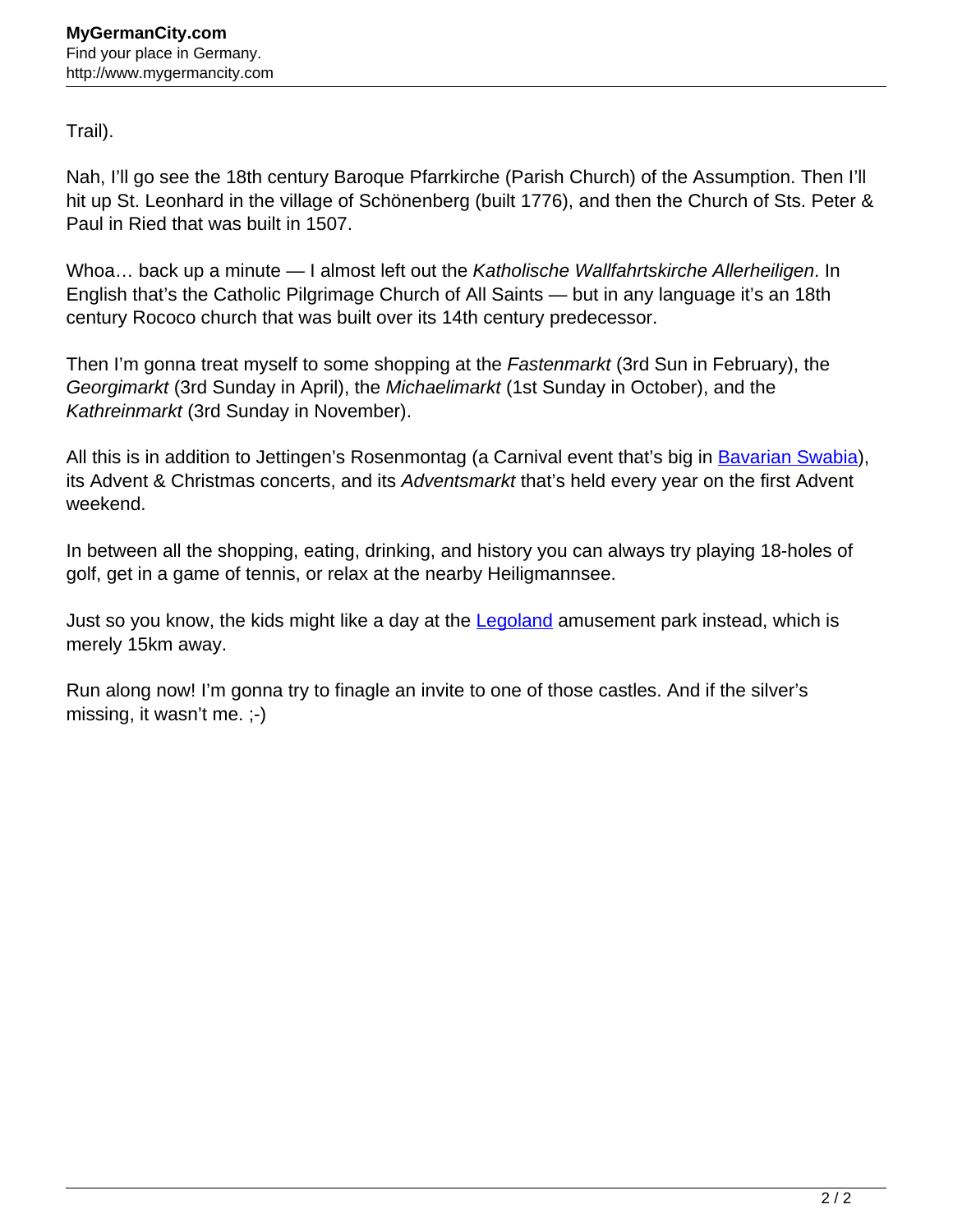Trail).

Nah, I'll go see the 18th century Baroque Pfarrkirche (Parish Church) of the Assumption. Then I'll hit up St. Leonhard in the village of Schönenberg (built 1776), and then the Church of Sts. Peter & Paul in Ried that was built in 1507.

Whoa… back up a minute — I almost left out the *Katholische Wallfahrtskirche Allerheiligen*. In English that's the Catholic Pilgrimage Church of All Saints — but in any language it's an 18th century Rococo church that was built over its 14th century predecessor.

Then I'm gonna treat myself to some shopping at the *Fastenmarkt* (3rd Sun in February), the *Georgimarkt* (3rd Sunday in April), the *Michaelimarkt* (1st Sunday in October), and the *Kathreinmarkt* (3rd Sunday in November).

All this is in addition to Jettingen's Rosenmontag (a Carnival event that's big in Bavarian Swabia), its Advent & Christmas concerts, and its *Adventsmarkt* that's held every year on the first Advent weekend.

In between all the shopping, eating, drinking, and history you can always try playing 18-holes of golf, get in a game of tennis, or relax at the nearby Heiligmannsee.

Just so you know, the kids might like a day at the Legoland amusement park instead, which is merely 15km away.

Run along now! I'm gonna try to finagle an invite to one of those castles. And if the silver's missing, it wasn't me. ;-)